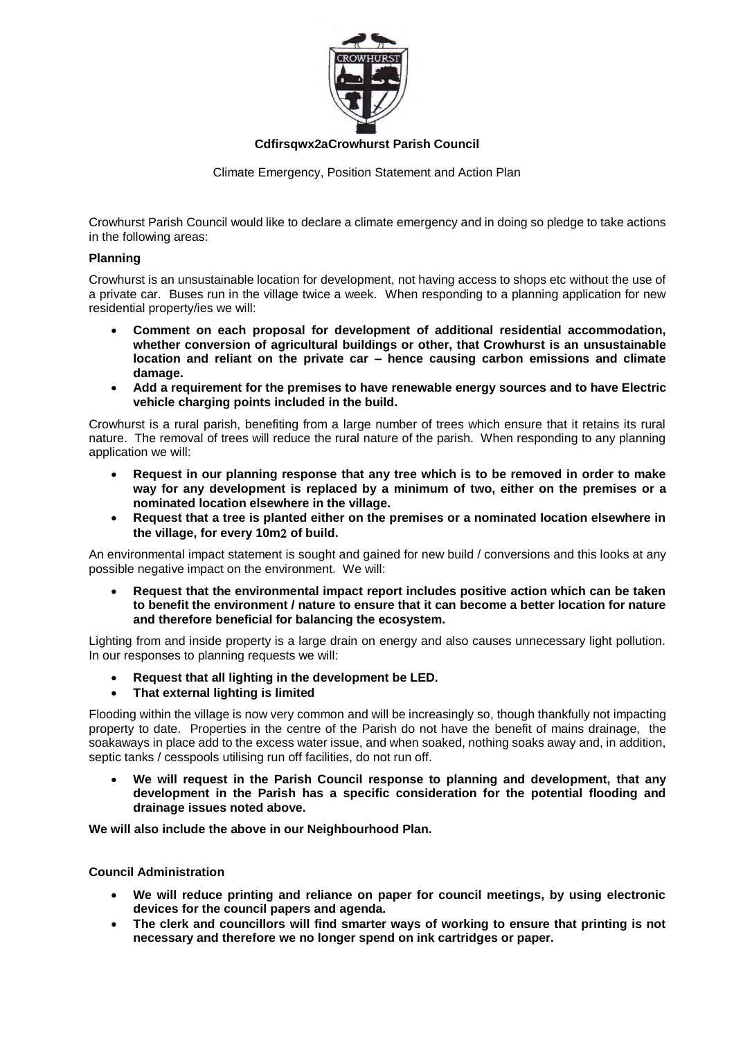**Cdfirsqwx2aCrowhurst Parish Council**

Climate Emergency, Position Statement and Action Plan

Crowhurst Parish Council would like to declare a climate emergency and in doing so pledge to take actions in the following areas:

**Planning**

Crowhurst is an unsustainable location for development, not having access to shops etc without the use of a private car. Buses run in the village twice a week. When responding to a planning application for new residential property/ies we will:

- **Comment on each proposal for development of additional residential accommodation, whether conversion of agricultural buildings or other, that Crowhurst is an unsustainable location and reliant on the private car – hence causing carbon emissions and climate damage.**
- **Add a requirement for the premises to have renewable energy sources and to have Electric vehicle charging points included in the build.**

Crowhurst is a rural parish, benefiting from a large number of trees which ensure that it retains its rural nature. The removal of trees will reduce the rural nature of the parish. When responding to any planning application we will:

- **Request in our planning response that any tree which is to be removed in order to make way for any development is replaced by a minimum of two, either on the premises or a nominated location elsewhere in the village.**
- **Request that a tree is planted either on the premises or a nominated location elsewhere in the village, for every 10m2 of build.**

An environmental impact statement is sought and gained for new build / conversions and this looks at any possible negative impact on the environment. We will:

- **Request that the environmental impact report includes positive action which can be taken to benefit the environment / nature to ensure that it can become a better location for nature and therefore beneficial for balancing the ecosystem.**

Lighting from and inside property is a large drain on energy and also causes unnecessary light pollution. In our responses to planning requests we will:

- **Request that all lighting in the development be LED.**
- **That external lighting is limited**

Flooding within the village is now very common and will be increasingly so, though thankfully not impacting property to date. Properties in the centre of the Parish do not have the benefit of mains drainage, the soakaways in place add to the excess water issue, and when soaked, nothing soaks away and, in addition, septic tanks / cesspools utilising run off facilities, do not run off.

- **We will request in the Parish Council response to planning and development, that any development in the Parish has a specific consideration for the potential flooding and drainage issues noted above.**

**We will also include the above in our Neighbourhood Plan.**

**Council Administration**

- **We will reduce printing and reliance on paper for council meetings, by using electronic devices for the council papers and agenda.**
- **The clerk and councillors will find smarter ways of working to ensure that printing is not necessary and therefore we no longer spend on ink cartridges or paper.**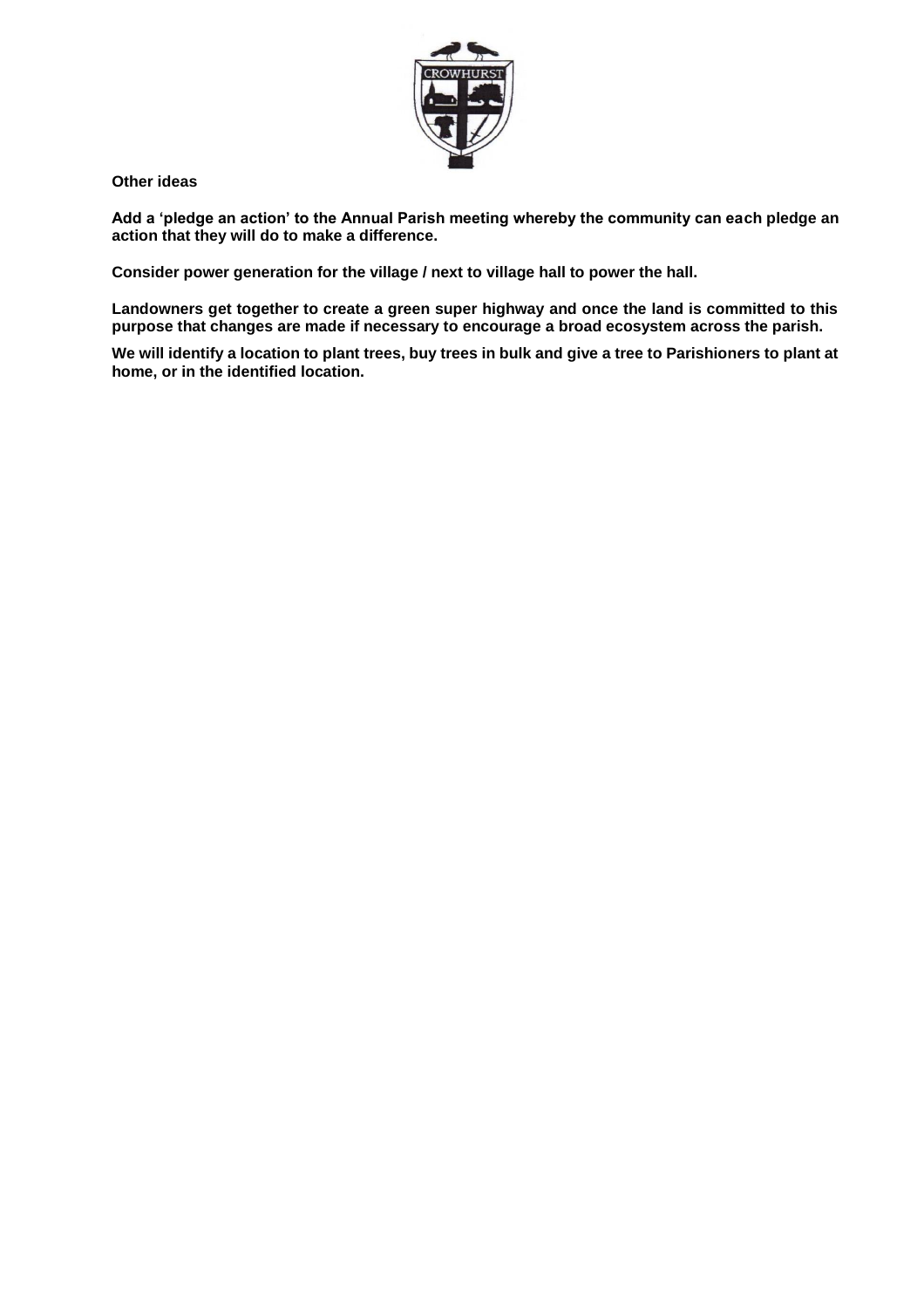**Other ideas**

**Add a 'pledge an action' to the Annual Parish meeting whereby the community can each pledge an action that they will do to make a difference.**

**Consider power generation for the village / next to village hall to power the hall.**

**Landowners get together to create a green super highway and once the land is committed to this purpose that changes are made if necessary to encourage a broad ecosystem across the parish.**

**We will identify a location to plant trees, buy trees in bulk and give a tree to Parishioners to plant at home, or in the identified location.**